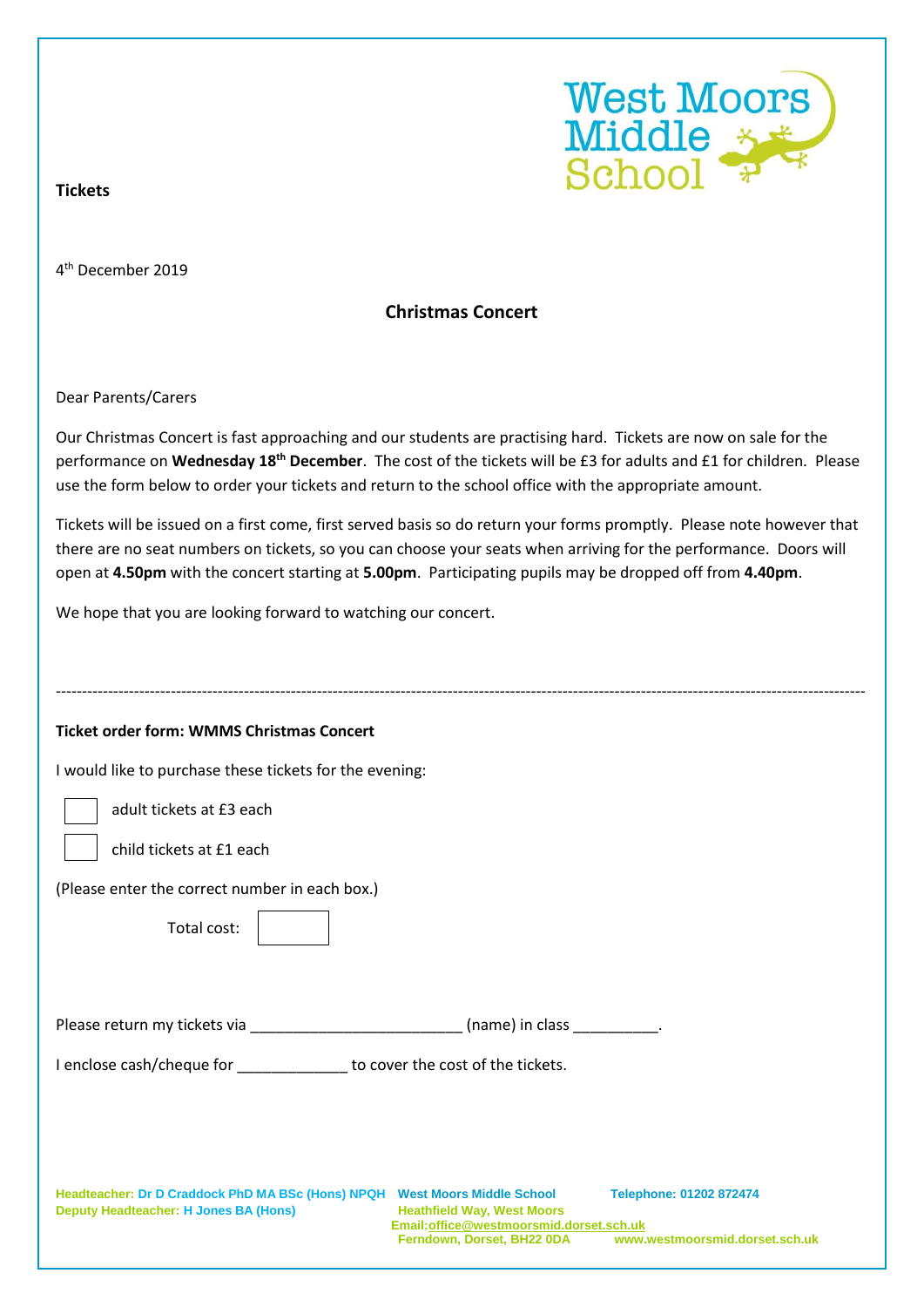West Moors Middle School

**Tickets**

4th December 2019

## Christmas Concert

Dear Parents/Carers

Our Christmas Concert is fast approaching and our students are practising hard. Tickets are now on sale for the performance on **Wednesday 18th December**. The cost of the tickets will be £3 for adults and £1 for children. Please use the form below to order your tickets and return to the school office with the appropriate amount.

Tickets will be issued on a first come, first served basis so do return your forms promptly. Please note however that there are no seat numbers on tickets, so you can choose your seats when arriving for the performance. Doors will open at **4.50pm** with the concert starting at **5.00pm**. Participating pupils may be dropped off from **4.40pm**.

We hope that you are looking forward to watching our concert.

---

**Ticket order form: WMMS Christmas Concert**

I would like to purchase these tickets for the evening:

☐ adult tickets at £3 each

☐ child tickets at £1 each

(Please enter the correct number in each box.)

Total cost: ☐

Please return my tickets via _________________________ (name) in class __________.

I enclose cash/cheque for _____________ to cover the cost of the tickets.

Headteacher: Dr D Craddock PhD MA BSc (Hons) NPQH
Deputy Headteacher: H Jones BA (Hons)

West Moors Middle School
Heathfield Way, West Moors
Ferndown, Dorset, BH22 0DA
Email: office@westmoorsmid.dorset.sch.uk

Telephone: 01202 872474
www.westmoorsmid.dorset.sch.uk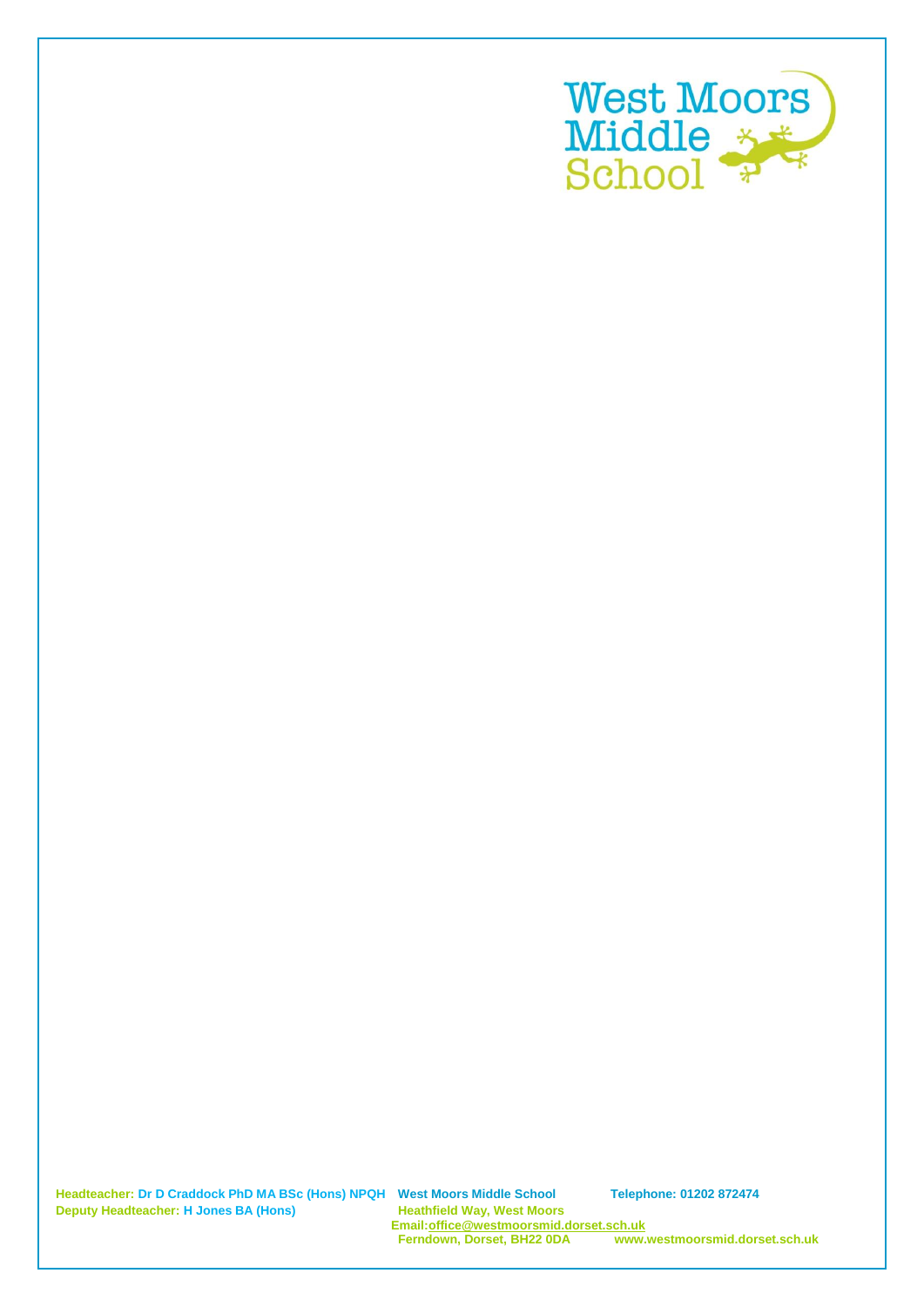West Moors Middle School

Headteacher: Dr D Craddock PhD MA BSc (Hons) NPQH
Deputy Headteacher: H Jones BA (Hons)

West Moors Middle School
Heathfield Way, West Moors
Ferndown, Dorset, BH22 0DA
Email: office@westmoorsmid.dorset.sch.uk

Telephone: 01202 872474
www.westmoorsmid.dorset.sch.uk